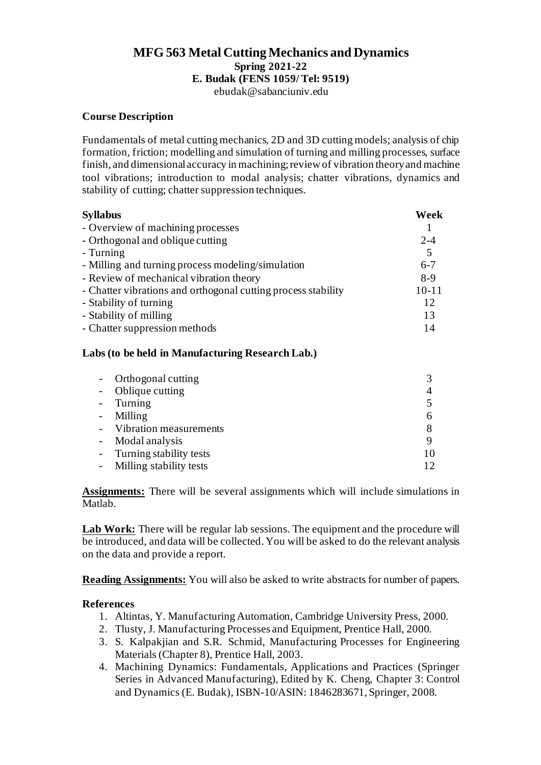# MFG 563 Metal Cutting Mechanics and Dynamics

**Spring 2021-22**

**E. Budak (FENS 1059/ Tel: 9519)**

ebudak@sabanciuniv.edu

### Course Description

Fundamentals of metal cutting mechanics, 2D and 3D cutting models; analysis of chip formation, friction; modelling and simulation of turning and milling processes, surface finish, and dimensional accuracy in machining; review of vibration theory and machine tool vibrations; introduction to modal analysis; chatter vibrations, dynamics and stability of cutting; chatter suppression techniques.

| **Syllabus** | **Week** |
|---|---|
| - Overview of machining processes | 1 |
| - Orthogonal and oblique cutting | 2-4 |
| - Turning | 5 |
| - Milling and turning process modeling/simulation | 6-7 |
| - Review of mechanical vibration theory | 8-9 |
| - Chatter vibrations and orthogonal cutting process stability | 10-11 |
| - Stability of turning | 12 |
| - Stability of milling | 13 |
| - Chatter suppression methods | 14 |

### Labs (to be held in Manufacturing Research Lab.)

| Lab | Week |
|---|---|
| - Orthogonal cutting | 3 |
| - Oblique cutting | 4 |
| - Turning | 5 |
| - Milling | 6 |
| - Vibration measurements | 8 |
| - Modal analysis | 9 |
| - Turning stability tests | 10 |
| - Milling stability tests | 12 |

**Assignments:** There will be several assignments which will include simulations in Matlab.

**Lab Work:** There will be regular lab sessions. The equipment and the procedure will be introduced, and data will be collected. You will be asked to do the relevant analysis on the data and provide a report.

**Reading Assignments:** You will also be asked to write abstracts for number of papers.

### References

1. Altintas, Y. Manufacturing Automation, Cambridge University Press, 2000.
2. Tlusty, J. Manufacturing Processes and Equipment, Prentice Hall, 2000.
3. S. Kalpakjian and S.R. Schmid, Manufacturing Processes for Engineering Materials (Chapter 8), Prentice Hall, 2003.
4. Machining Dynamics: Fundamentals, Applications and Practices (Springer Series in Advanced Manufacturing), Edited by K. Cheng, Chapter 3: Control and Dynamics (E. Budak), ISBN-10/ASIN: 1846283671, Springer, 2008.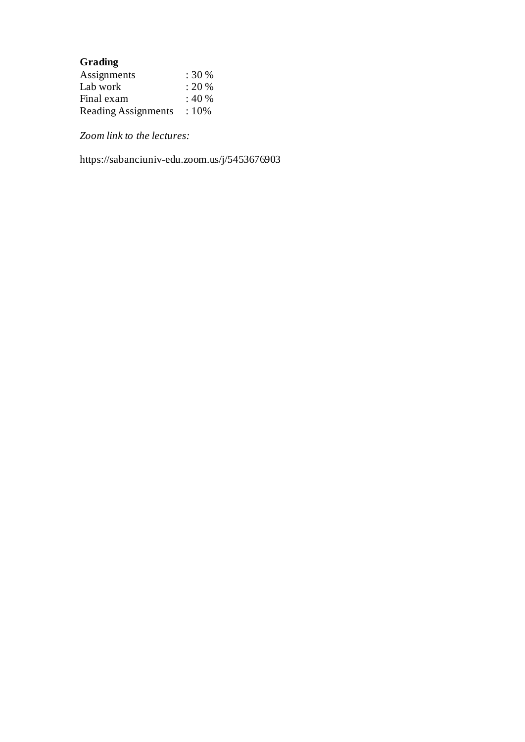**Grading**

| | |
|---|---|
| Assignments | : 30 % |
| Lab work | : 20 % |
| Final exam | : 40 % |
| Reading Assignments | : 10% |

*Zoom link to the lectures:*

https://sabanciuniv-edu.zoom.us/j/5453676903